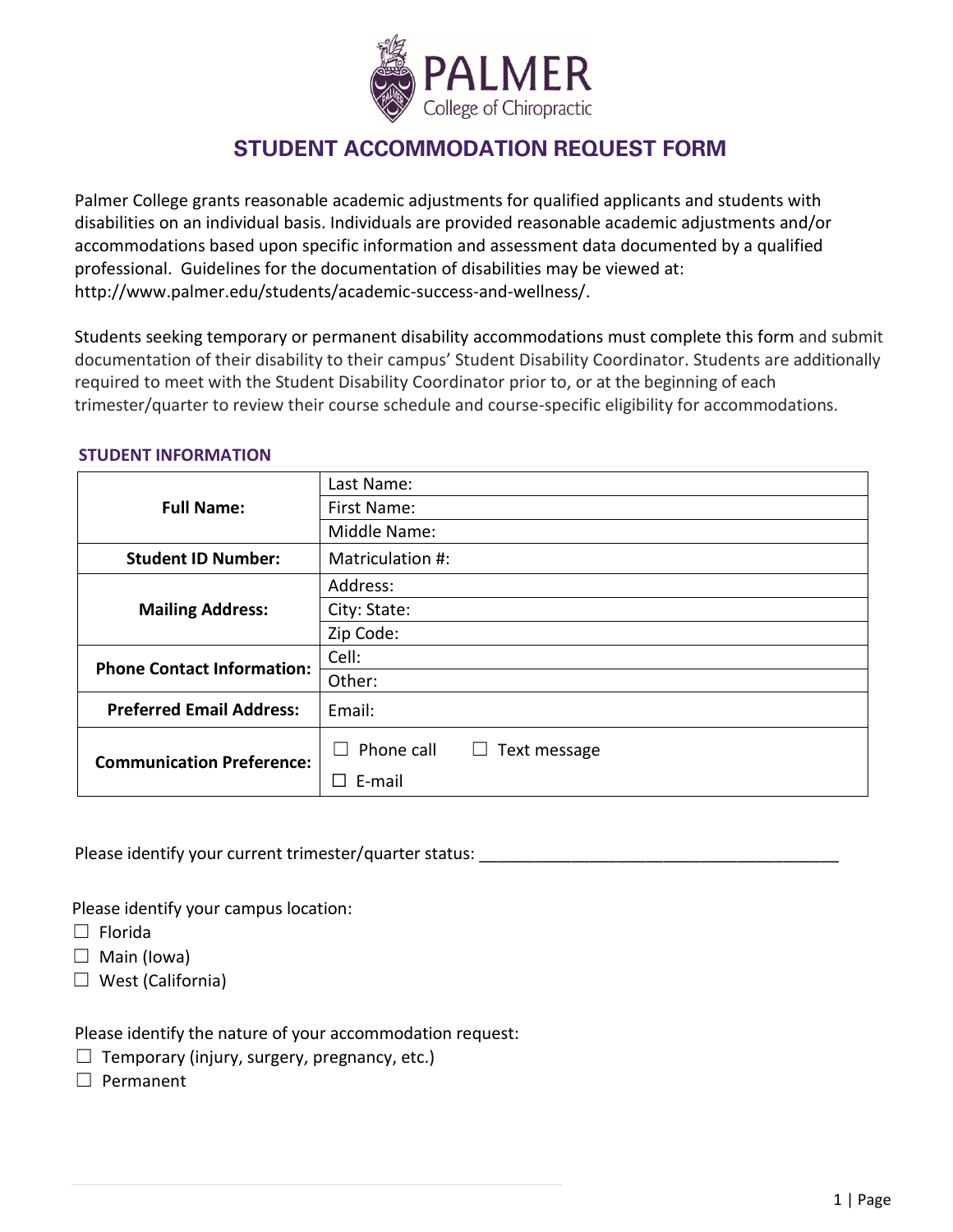# PALMER

College of Chiropractic

## STUDENT ACCOMMODATION REQUEST FORM

Palmer College grants reasonable academic adjustments for qualified applicants and students with disabilities on an individual basis. Individuals are provided reasonable academic adjustments and/or accommodations based upon specific information and assessment data documented by a qualified professional. Guidelines for the documentation of disabilities may be viewed at: http://www.palmer.edu/students/academic-success-and-wellness/.

Students seeking temporary or permanent disability accommodations must complete this form and submit documentation of their disability to their campus' Student Disability Coordinator. Students are additionally required to meet with the Student Disability Coordinator prior to, or at the beginning of each trimester/quarter to review their course schedule and course-specific eligibility for accommodations.

### STUDENT INFORMATION

| | |
|---|---|
| **Full Name:** | Last Name: |
| | First Name: |
| | Middle Name: |
| **Student ID Number:** | Matriculation #: |
| **Mailing Address:** | Address: |
| | City: State: |
| | Zip Code: |
| **Phone Contact Information:** | Cell: |
| | Other: |
| **Preferred Email Address:** | Email: |
| **Communication Preference:** | ☐ Phone call ☐ Text message ☐ E-mail |

Please identify your current trimester/quarter status: ________________________________________

Please identify your campus location:

☐ Florida
☐ Main (Iowa)
☐ West (California)

Please identify the nature of your accommodation request:

☐ Temporary (injury, surgery, pregnancy, etc.)
☐ Permanent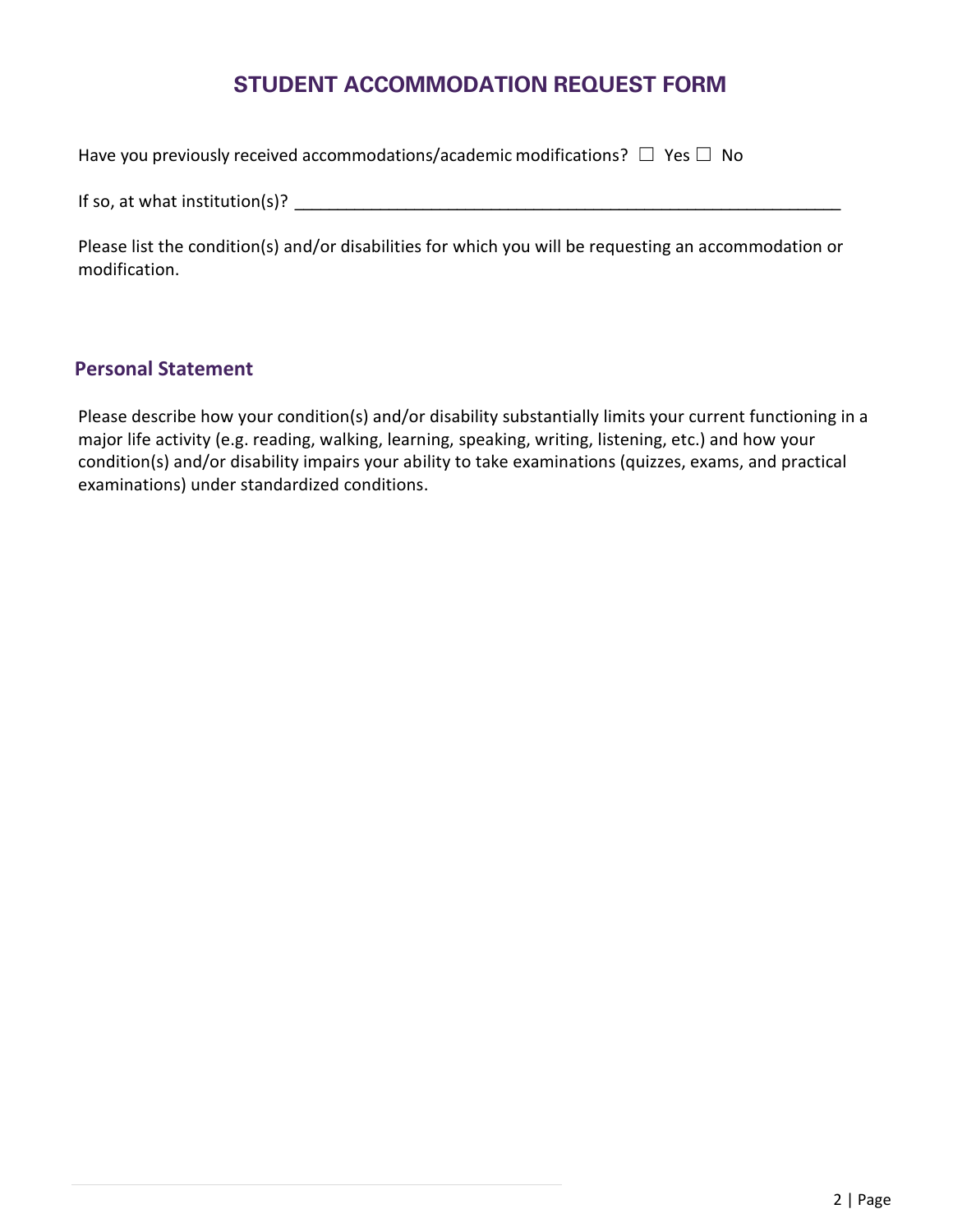# STUDENT ACCOMMODATION REQUEST FORM

Have you previously received accommodations/academic modifications? ☐ Yes ☐ No

If so, at what institution(s)? ___________________________________________________________

Please list the condition(s) and/or disabilities for which you will be requesting an accommodation or modification.

## Personal Statement

Please describe how your condition(s) and/or disability substantially limits your current functioning in a major life activity (e.g. reading, walking, learning, speaking, writing, listening, etc.) and how your condition(s) and/or disability impairs your ability to take examinations (quizzes, exams, and practical examinations) under standardized conditions.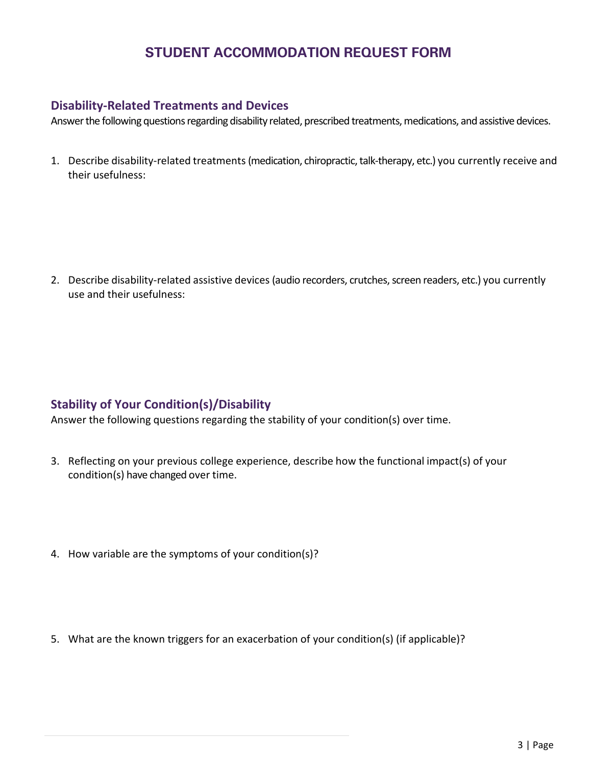# STUDENT ACCOMMODATION REQUEST FORM

## Disability-Related Treatments and Devices

Answer the following questions regarding disability related, prescribed treatments, medications, and assistive devices.

1. Describe disability-related treatments (medication, chiropractic, talk-therapy, etc.) you currently receive and their usefulness:

2. Describe disability-related assistive devices (audio recorders, crutches, screen readers, etc.) you currently use and their usefulness:

## Stability of Your Condition(s)/Disability

Answer the following questions regarding the stability of your condition(s) over time.

3. Reflecting on your previous college experience, describe how the functional impact(s) of your condition(s) have changed over time.

4. How variable are the symptoms of your condition(s)?

5. What are the known triggers for an exacerbation of your condition(s) (if applicable)?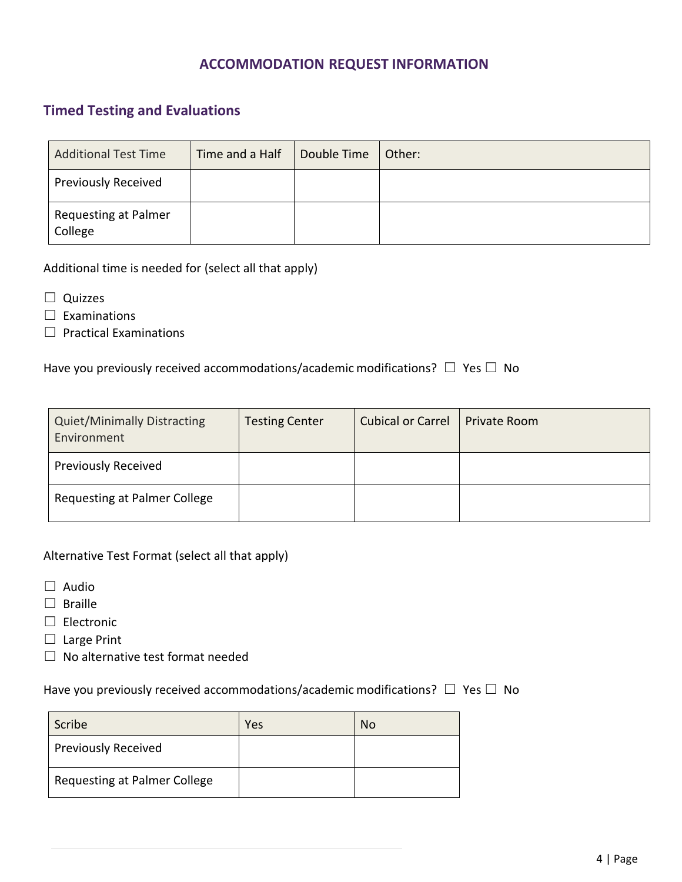## ACCOMMODATION REQUEST INFORMATION

### Timed Testing and Evaluations

| Additional Test Time | Time and a Half | Double Time | Other: |
| --- | --- | --- | --- |
| Previously Received | | | |
| Requesting at Palmer College | | | |

Additional time is needed for (select all that apply)

☐ Quizzes
☐ Examinations
☐ Practical Examinations

Have you previously received accommodations/academic modifications? ☐ Yes ☐ No

| Quiet/Minimally Distracting Environment | Testing Center | Cubical or Carrel | Private Room |
| --- | --- | --- | --- |
| Previously Received | | | |
| Requesting at Palmer College | | | |

Alternative Test Format (select all that apply)

☐ Audio
☐ Braille
☐ Electronic
☐ Large Print
☐ No alternative test format needed

Have you previously received accommodations/academic modifications? ☐ Yes ☐ No

| Scribe | Yes | No |
| --- | --- | --- |
| Previously Received | | |
| Requesting at Palmer College | | |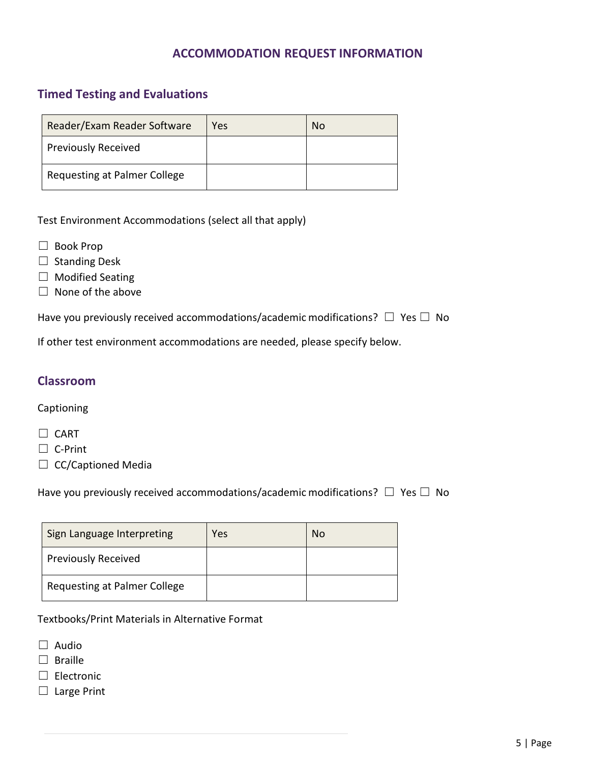## ACCOMMODATION REQUEST INFORMATION

### Timed Testing and Evaluations

| Reader/Exam Reader Software | Yes | No |
|---|---|---|
| Previously Received | | |
| Requesting at Palmer College | | |

Test Environment Accommodations (select all that apply)

☐ Book Prop
☐ Standing Desk
☐ Modified Seating
☐ None of the above

Have you previously received accommodations/academic modifications? ☐ Yes ☐ No

If other test environment accommodations are needed, please specify below.

### Classroom

Captioning

☐ CART
☐ C-Print
☐ CC/Captioned Media

Have you previously received accommodations/academic modifications? ☐ Yes ☐ No

| Sign Language Interpreting | Yes | No |
|---|---|---|
| Previously Received | | |
| Requesting at Palmer College | | |

Textbooks/Print Materials in Alternative Format

☐ Audio
☐ Braille
☐ Electronic
☐ Large Print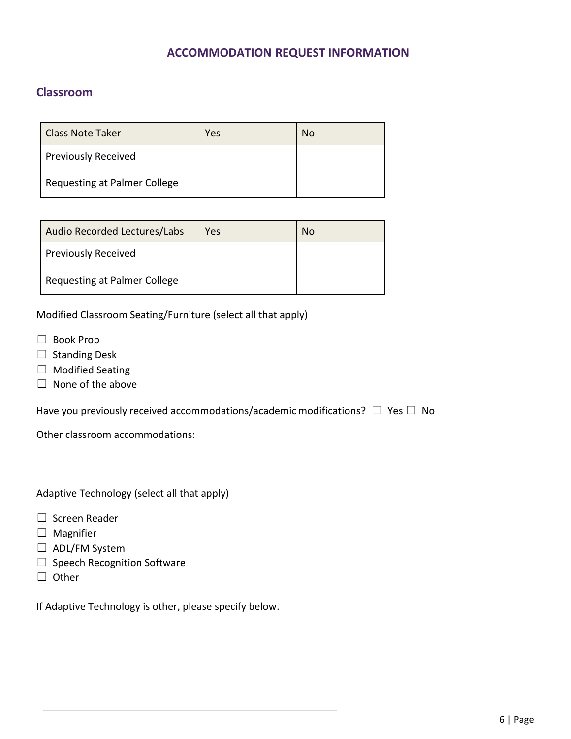# ACCOMMODATION REQUEST INFORMATION

## Classroom

| Class Note Taker | Yes | No |
|---|---|---|
| Previously Received | | |
| Requesting at Palmer College | | |

| Audio Recorded Lectures/Labs | Yes | No |
|---|---|---|
| Previously Received | | |
| Requesting at Palmer College | | |

Modified Classroom Seating/Furniture (select all that apply)

☐ Book Prop
☐ Standing Desk
☐ Modified Seating
☐ None of the above

Have you previously received accommodations/academic modifications? ☐ Yes ☐ No

Other classroom accommodations:

Adaptive Technology (select all that apply)

☐ Screen Reader
☐ Magnifier
☐ ADL/FM System
☐ Speech Recognition Software
☐ Other

If Adaptive Technology is other, please specify below.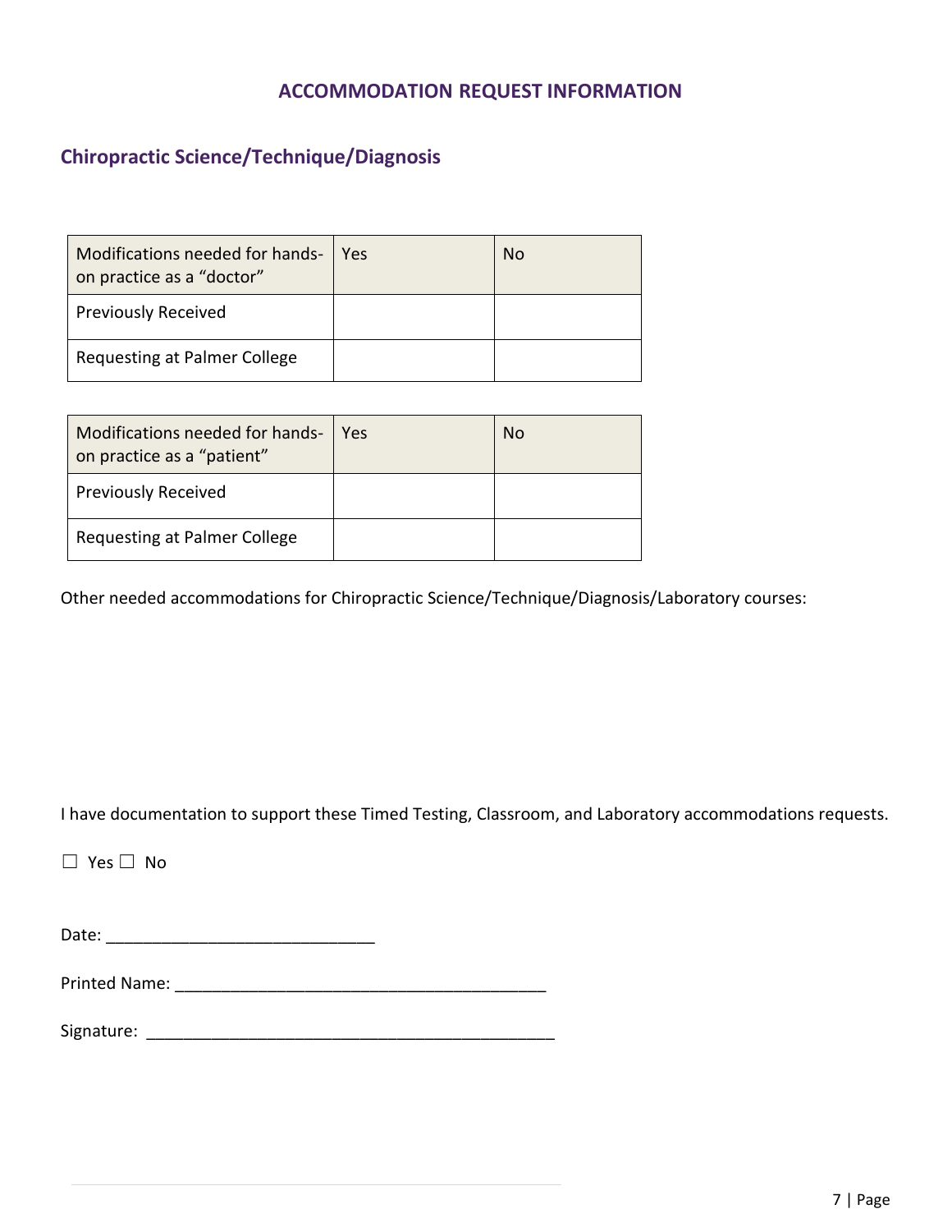# ACCOMMODATION REQUEST INFORMATION

## Chiropractic Science/Technique/Diagnosis

| Modifications needed for hands-on practice as a “doctor” | Yes | No |
|---|---|---|
| Previously Received | | |
| Requesting at Palmer College | | |

| Modifications needed for hands-on practice as a “patient” | Yes | No |
|---|---|---|
| Previously Received | | |
| Requesting at Palmer College | | |

Other needed accommodations for Chiropractic Science/Technique/Diagnosis/Laboratory courses:

I have documentation to support these Timed Testing, Classroom, and Laboratory accommodations requests.

☐ Yes ☐ No

Date: _____________________________

Printed Name: ________________________________________

Signature: _____________________________________________